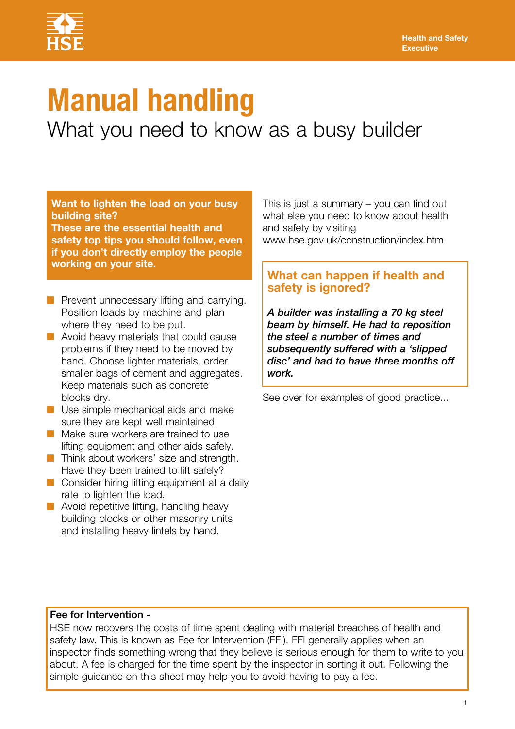Health and Safety Executive

# Manual handling

## What you need to know as a busy builder

**Want to lighten the load on your busy building site?**
**These are the essential health and safety top tips you should follow, even if you don't directly employ the people working on your site.**

- Prevent unnecessary lifting and carrying. Position loads by machine and plan where they need to be put.
- Avoid heavy materials that could cause problems if they need to be moved by hand. Choose lighter materials, order smaller bags of cement and aggregates. Keep materials such as concrete blocks dry.
- Use simple mechanical aids and make sure they are kept well maintained.
- Make sure workers are trained to use lifting equipment and other aids safely.
- Think about workers' size and strength. Have they been trained to lift safely?
- Consider hiring lifting equipment at a daily rate to lighten the load.
- Avoid repetitive lifting, handling heavy building blocks or other masonry units and installing heavy lintels by hand.

This is just a summary – you can find out what else you need to know about health and safety by visiting www.hse.gov.uk/construction/index.htm

### What can happen if health and safety is ignored?

***A builder was installing a 70 kg steel beam by himself. He had to reposition the steel a number of times and subsequently suffered with a 'slipped disc' and had to have three months off work.***

See over for examples of good practice...

**Fee for Intervention -**
HSE now recovers the costs of time spent dealing with material breaches of health and safety law. This is known as Fee for Intervention (FFI). FFI generally applies when an inspector finds something wrong that they believe is serious enough for them to write to you about. A fee is charged for the time spent by the inspector in sorting it out. Following the simple guidance on this sheet may help you to avoid having to pay a fee.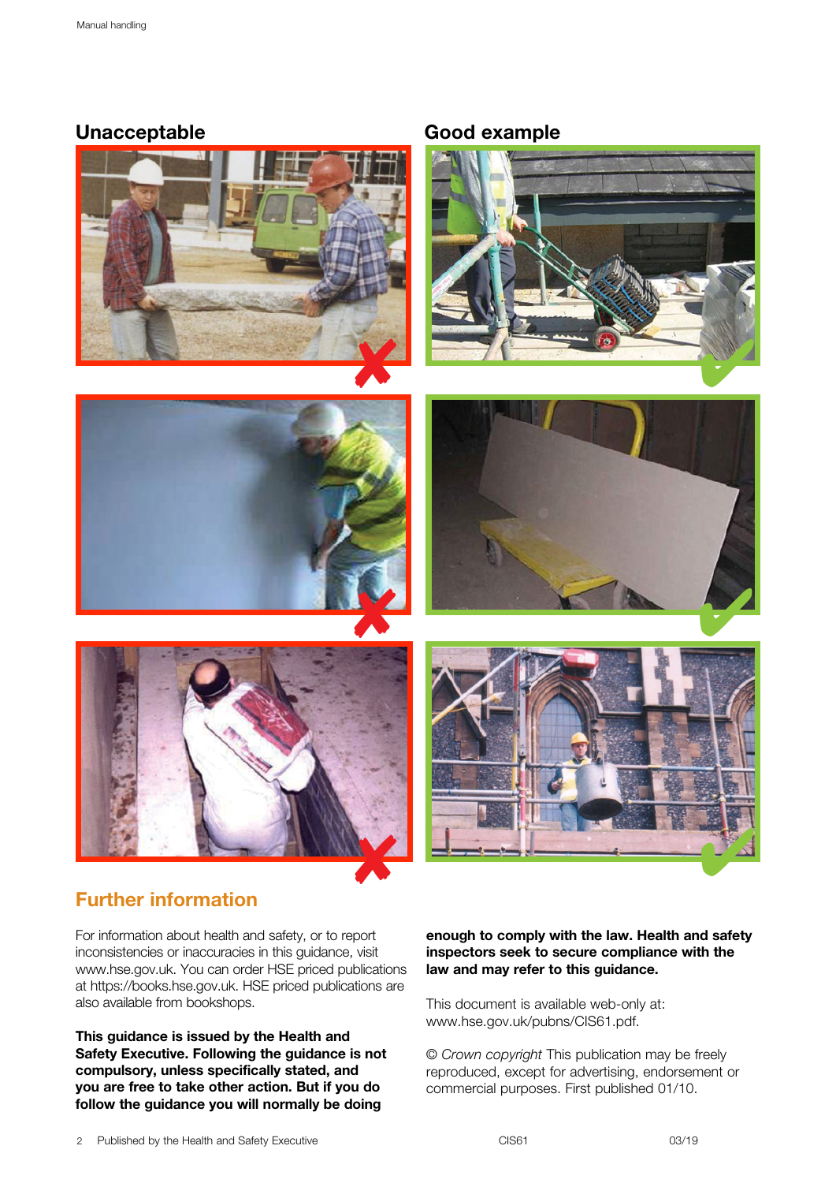## Unacceptable

## Good example

## Further information

For information about health and safety, or to report inconsistencies or inaccuracies in this guidance, visit www.hse.gov.uk. You can order HSE priced publications at https://books.hse.gov.uk. HSE priced publications are also available from bookshops.

**This guidance is issued by the Health and Safety Executive. Following the guidance is not compulsory, unless specifically stated, and you are free to take other action. But if you do follow the guidance you will normally be doing enough to comply with the law. Health and safety inspectors seek to secure compliance with the law and may refer to this guidance.**

This document is available web-only at: www.hse.gov.uk/pubns/CIS61.pdf.

© *Crown copyright* This publication may be freely reproduced, except for advertising, endorsement or commercial purposes. First published 01/10.

Published by the Health and Safety Executive CIS61 03/19